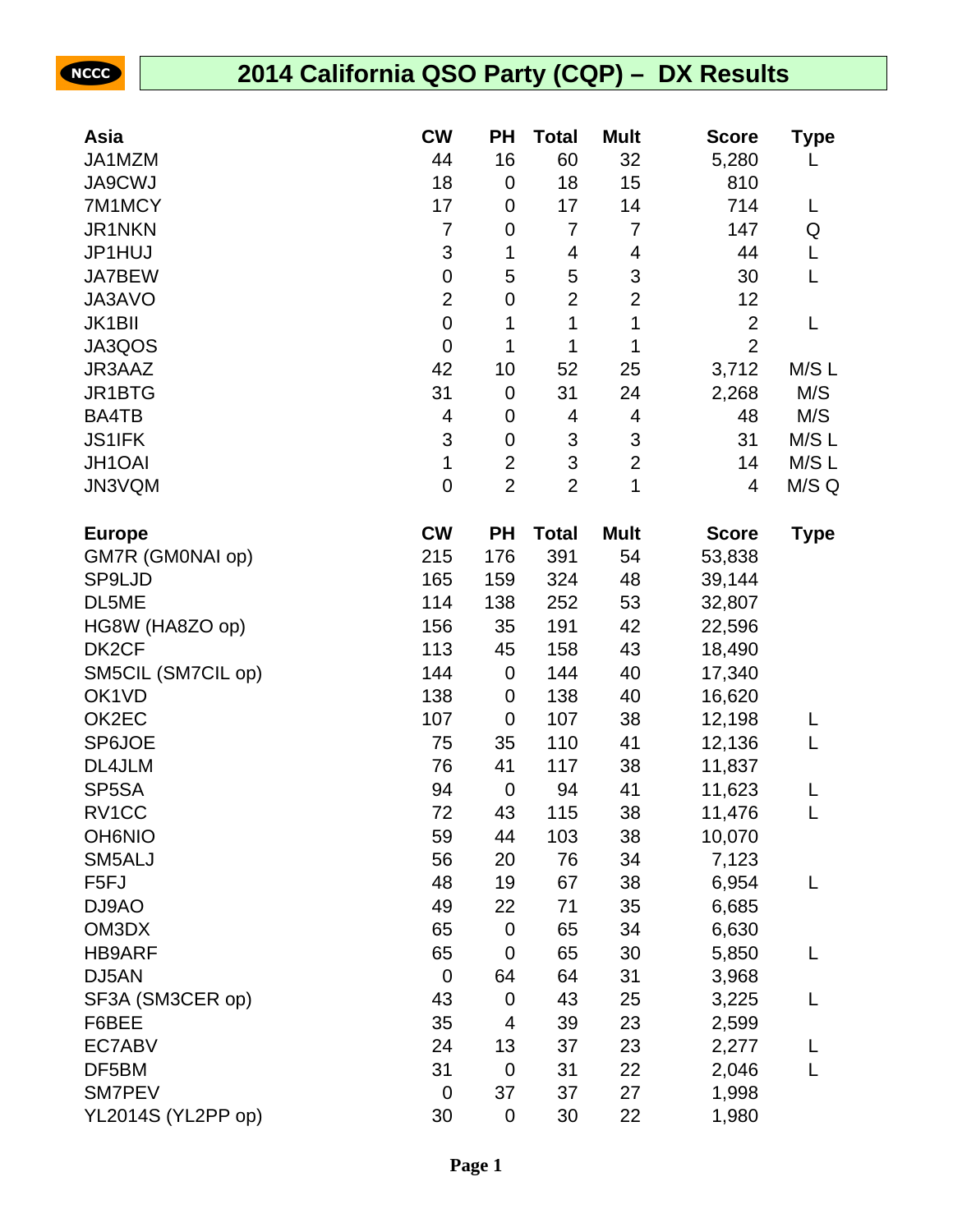# 2014 California QSO Party (CQP) – DX Results

| Asia | CW | PH | Total | Mult | Score | Type |
|---|---|---|---|---|---|---|
| JA1MZM | 44 | 16 | 60 | 32 | 5,280 | L |
| JA9CWJ | 18 | 0 | 18 | 15 | 810 | |
| 7M1MCY | 17 | 0 | 17 | 14 | 714 | L |
| JR1NKN | 7 | 0 | 7 | 7 | 147 | Q |
| JP1HUJ | 3 | 1 | 4 | 4 | 44 | L |
| JA7BEW | 0 | 5 | 5 | 3 | 30 | L |
| JA3AVO | 2 | 0 | 2 | 2 | 12 | |
| JK1BII | 0 | 1 | 1 | 1 | 2 | L |
| JA3QOS | 0 | 1 | 1 | 1 | 2 | |
| JR3AAZ | 42 | 10 | 52 | 25 | 3,712 | M/S L |
| JR1BTG | 31 | 0 | 31 | 24 | 2,268 | M/S |
| BA4TB | 4 | 0 | 4 | 4 | 48 | M/S |
| JS1IFK | 3 | 0 | 3 | 3 | 31 | M/S L |
| JH1OAI | 1 | 2 | 3 | 2 | 14 | M/S L |
| JN3VQM | 0 | 2 | 2 | 1 | 4 | M/S Q |

| Europe | CW | PH | Total | Mult | Score | Type |
|---|---|---|---|---|---|---|
| GM7R (GM0NAI op) | 215 | 176 | 391 | 54 | 53,838 | |
| SP9LJD | 165 | 159 | 324 | 48 | 39,144 | |
| DL5ME | 114 | 138 | 252 | 53 | 32,807 | |
| HG8W (HA8ZO op) | 156 | 35 | 191 | 42 | 22,596 | |
| DK2CF | 113 | 45 | 158 | 43 | 18,490 | |
| SM5CIL (SM7CIL op) | 144 | 0 | 144 | 40 | 17,340 | |
| OK1VD | 138 | 0 | 138 | 40 | 16,620 | |
| OK2EC | 107 | 0 | 107 | 38 | 12,198 | L |
| SP6JOE | 75 | 35 | 110 | 41 | 12,136 | L |
| DL4JLM | 76 | 41 | 117 | 38 | 11,837 | |
| SP5SA | 94 | 0 | 94 | 41 | 11,623 | L |
| RV1CC | 72 | 43 | 115 | 38 | 11,476 | L |
| OH6NIO | 59 | 44 | 103 | 38 | 10,070 | |
| SM5ALJ | 56 | 20 | 76 | 34 | 7,123 | |
| F5FJ | 48 | 19 | 67 | 38 | 6,954 | L |
| DJ9AO | 49 | 22 | 71 | 35 | 6,685 | |
| OM3DX | 65 | 0 | 65 | 34 | 6,630 | |
| HB9ARF | 65 | 0 | 65 | 30 | 5,850 | L |
| DJ5AN | 0 | 64 | 64 | 31 | 3,968 | |
| SF3A (SM3CER op) | 43 | 0 | 43 | 25 | 3,225 | L |
| F6BEE | 35 | 4 | 39 | 23 | 2,599 | |
| EC7ABV | 24 | 13 | 37 | 23 | 2,277 | L |
| DF5BM | 31 | 0 | 31 | 22 | 2,046 | L |
| SM7PEV | 0 | 37 | 37 | 27 | 1,998 | |
| YL2014S (YL2PP op) | 30 | 0 | 30 | 22 | 1,980 | |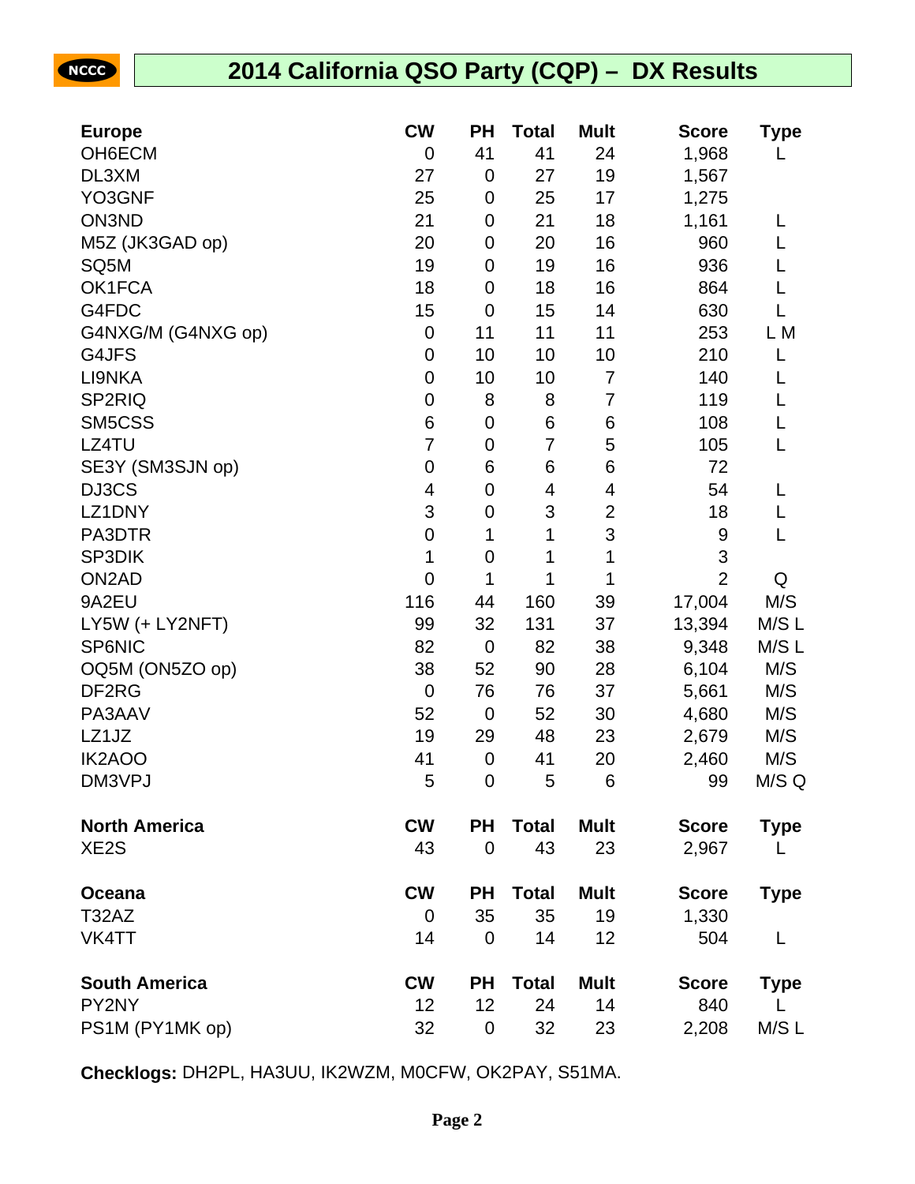# 2014 California QSO Party (CQP) – DX Results

| Europe | CW | PH | Total | Mult | Score | Type |
|---|---|---|---|---|---|---|
| OH6ECM | 0 | 41 | 41 | 24 | 1,968 | L |
| DL3XM | 27 | 0 | 27 | 19 | 1,567 | |
| YO3GNF | 25 | 0 | 25 | 17 | 1,275 | |
| ON3ND | 21 | 0 | 21 | 18 | 1,161 | L |
| M5Z (JK3GAD op) | 20 | 0 | 20 | 16 | 960 | L |
| SQ5M | 19 | 0 | 19 | 16 | 936 | L |
| OK1FCA | 18 | 0 | 18 | 16 | 864 | L |
| G4FDC | 15 | 0 | 15 | 14 | 630 | L |
| G4NXG/M (G4NXG op) | 0 | 11 | 11 | 11 | 253 | L M |
| G4JFS | 0 | 10 | 10 | 10 | 210 | L |
| LI9NKA | 0 | 10 | 10 | 7 | 140 | L |
| SP2RIQ | 0 | 8 | 8 | 7 | 119 | L |
| SM5CSS | 6 | 0 | 6 | 6 | 108 | L |
| LZ4TU | 7 | 0 | 7 | 5 | 105 | L |
| SE3Y (SM3SJN op) | 0 | 6 | 6 | 6 | 72 | |
| DJ3CS | 4 | 0 | 4 | 4 | 54 | L |
| LZ1DNY | 3 | 0 | 3 | 2 | 18 | L |
| PA3DTR | 0 | 1 | 1 | 3 | 9 | L |
| SP3DIK | 1 | 0 | 1 | 1 | 3 | |
| ON2AD | 0 | 1 | 1 | 1 | 2 | Q |
| 9A2EU | 116 | 44 | 160 | 39 | 17,004 | M/S |
| LY5W (+ LY2NFT) | 99 | 32 | 131 | 37 | 13,394 | M/S L |
| SP6NIC | 82 | 0 | 82 | 38 | 9,348 | M/S L |
| OQ5M (ON5ZO op) | 38 | 52 | 90 | 28 | 6,104 | M/S |
| DF2RG | 0 | 76 | 76 | 37 | 5,661 | M/S |
| PA3AAV | 52 | 0 | 52 | 30 | 4,680 | M/S |
| LZ1JZ | 19 | 29 | 48 | 23 | 2,679 | M/S |
| IK2AOO | 41 | 0 | 41 | 20 | 2,460 | M/S |
| DM3VPJ | 5 | 0 | 5 | 6 | 99 | M/S Q |

| North America | CW | PH | Total | Mult | Score | Type |
|---|---|---|---|---|---|---|
| XE2S | 43 | 0 | 43 | 23 | 2,967 | L |

| Oceana | CW | PH | Total | Mult | Score | Type |
|---|---|---|---|---|---|---|
| T32AZ | 0 | 35 | 35 | 19 | 1,330 | |
| VK4TT | 14 | 0 | 14 | 12 | 504 | L |

| South America | CW | PH | Total | Mult | Score | Type |
|---|---|---|---|---|---|---|
| PY2NY | 12 | 12 | 24 | 14 | 840 | L |
| PS1M (PY1MK op) | 32 | 0 | 32 | 23 | 2,208 | M/S L |

**Checklogs:** DH2PL, HA3UU, IK2WZM, M0CFW, OK2PAY, S51MA.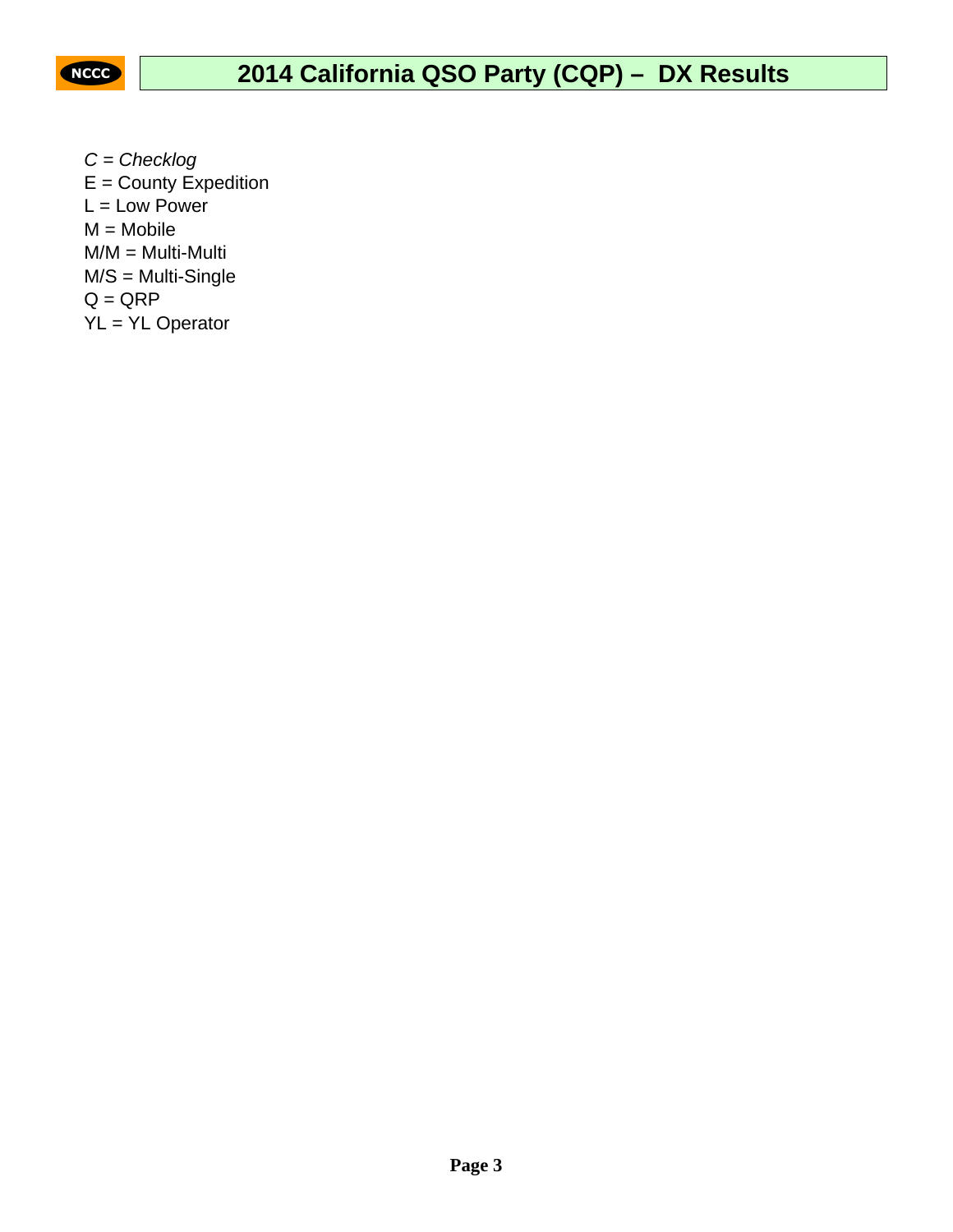# 2014 California QSO Party (CQP) – DX Results

*C = Checklog*
E = County Expedition
L = Low Power
M = Mobile
M/M = Multi-Multi
M/S = Multi-Single
Q = QRP
YL = YL Operator